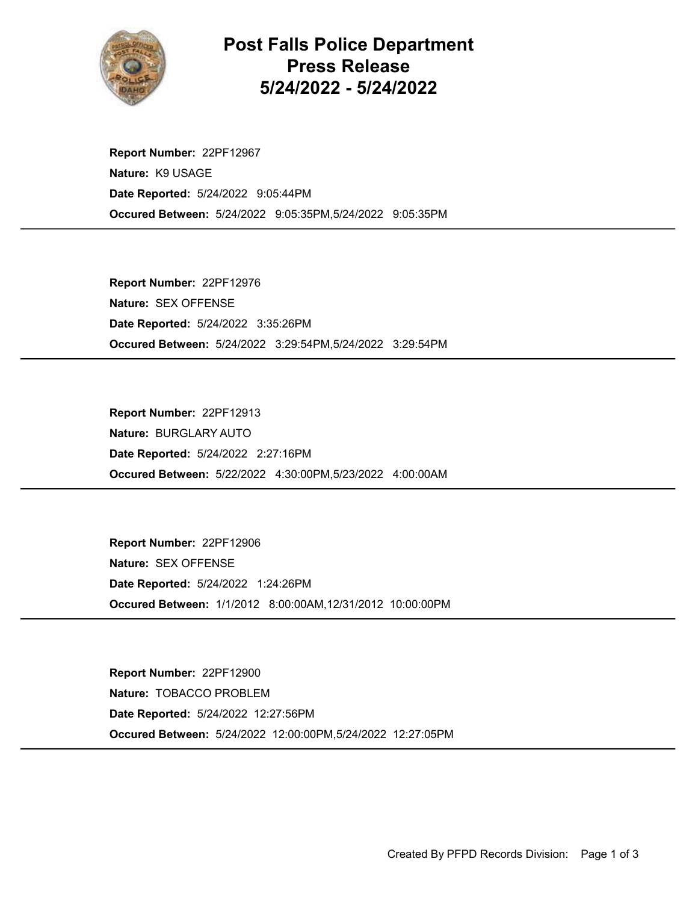# Post Falls Police Department Press Release 5/24/2022 - 5/24/2022

**Report Number:** 22PF12967
**Nature:** K9 USAGE
**Date Reported:** 5/24/2022 9:05:44PM
**Occured Between:** 5/24/2022 9:05:35PM,5/24/2022 9:05:35PM

---

**Report Number:** 22PF12976
**Nature:** SEX OFFENSE
**Date Reported:** 5/24/2022 3:35:26PM
**Occured Between:** 5/24/2022 3:29:54PM,5/24/2022 3:29:54PM

---

**Report Number:** 22PF12913
**Nature:** BURGLARY AUTO
**Date Reported:** 5/24/2022 2:27:16PM
**Occured Between:** 5/22/2022 4:30:00PM,5/23/2022 4:00:00AM

---

**Report Number:** 22PF12906
**Nature:** SEX OFFENSE
**Date Reported:** 5/24/2022 1:24:26PM
**Occured Between:** 1/1/2012 8:00:00AM,12/31/2012 10:00:00PM

---

**Report Number:** 22PF12900
**Nature:** TOBACCO PROBLEM
**Date Reported:** 5/24/2022 12:27:56PM
**Occured Between:** 5/24/2022 12:00:00PM,5/24/2022 12:27:05PM

---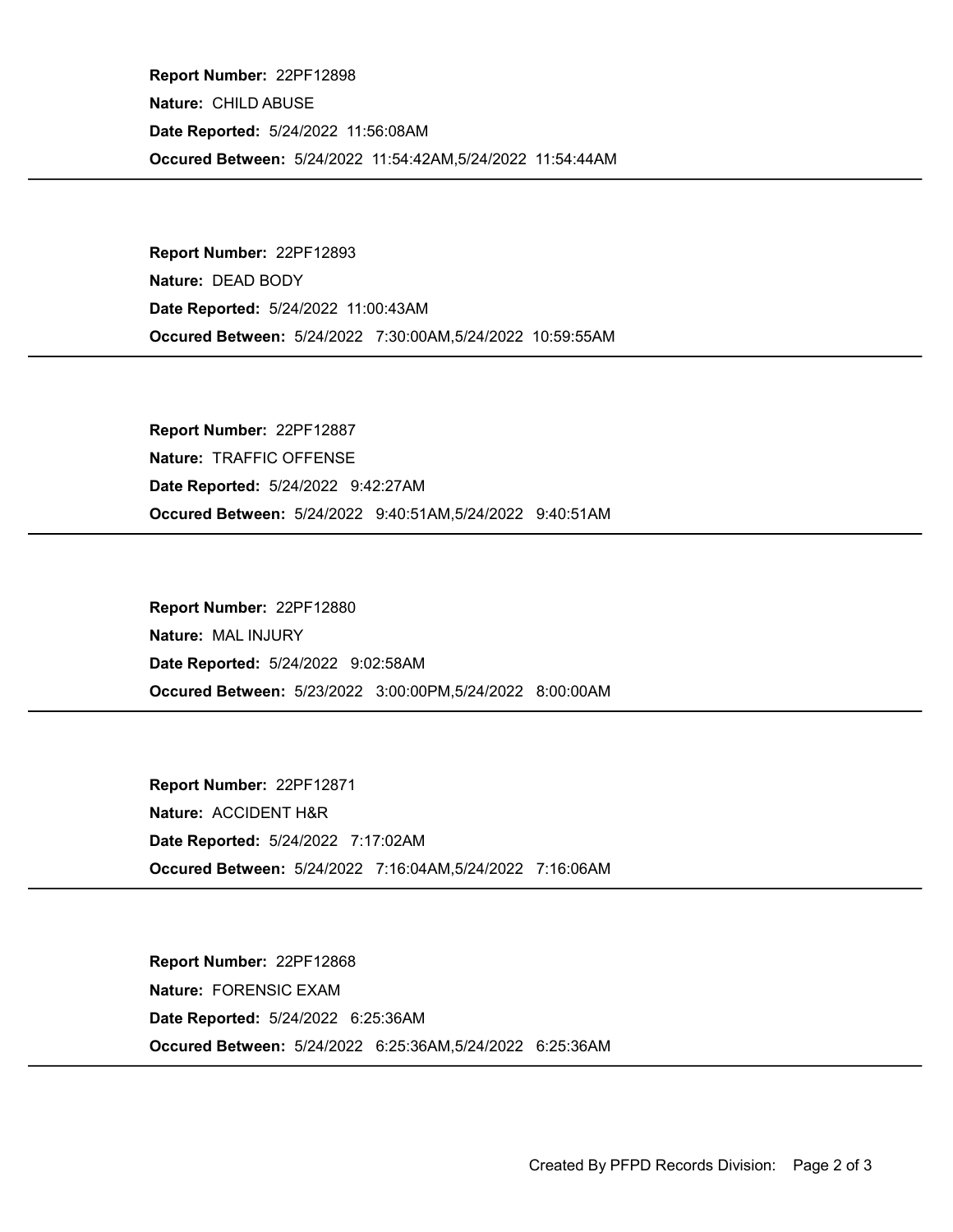**Report Number:** 22PF12898
**Nature:** CHILD ABUSE
**Date Reported:** 5/24/2022 11:56:08AM
**Occured Between:** 5/24/2022 11:54:42AM,5/24/2022 11:54:44AM

---

**Report Number:** 22PF12893
**Nature:** DEAD BODY
**Date Reported:** 5/24/2022 11:00:43AM
**Occured Between:** 5/24/2022 7:30:00AM,5/24/2022 10:59:55AM

---

**Report Number:** 22PF12887
**Nature:** TRAFFIC OFFENSE
**Date Reported:** 5/24/2022 9:42:27AM
**Occured Between:** 5/24/2022 9:40:51AM,5/24/2022 9:40:51AM

---

**Report Number:** 22PF12880
**Nature:** MAL INJURY
**Date Reported:** 5/24/2022 9:02:58AM
**Occured Between:** 5/23/2022 3:00:00PM,5/24/2022 8:00:00AM

---

**Report Number:** 22PF12871
**Nature:** ACCIDENT H&R
**Date Reported:** 5/24/2022 7:17:02AM
**Occured Between:** 5/24/2022 7:16:04AM,5/24/2022 7:16:06AM

---

**Report Number:** 22PF12868
**Nature:** FORENSIC EXAM
**Date Reported:** 5/24/2022 6:25:36AM
**Occured Between:** 5/24/2022 6:25:36AM,5/24/2022 6:25:36AM

---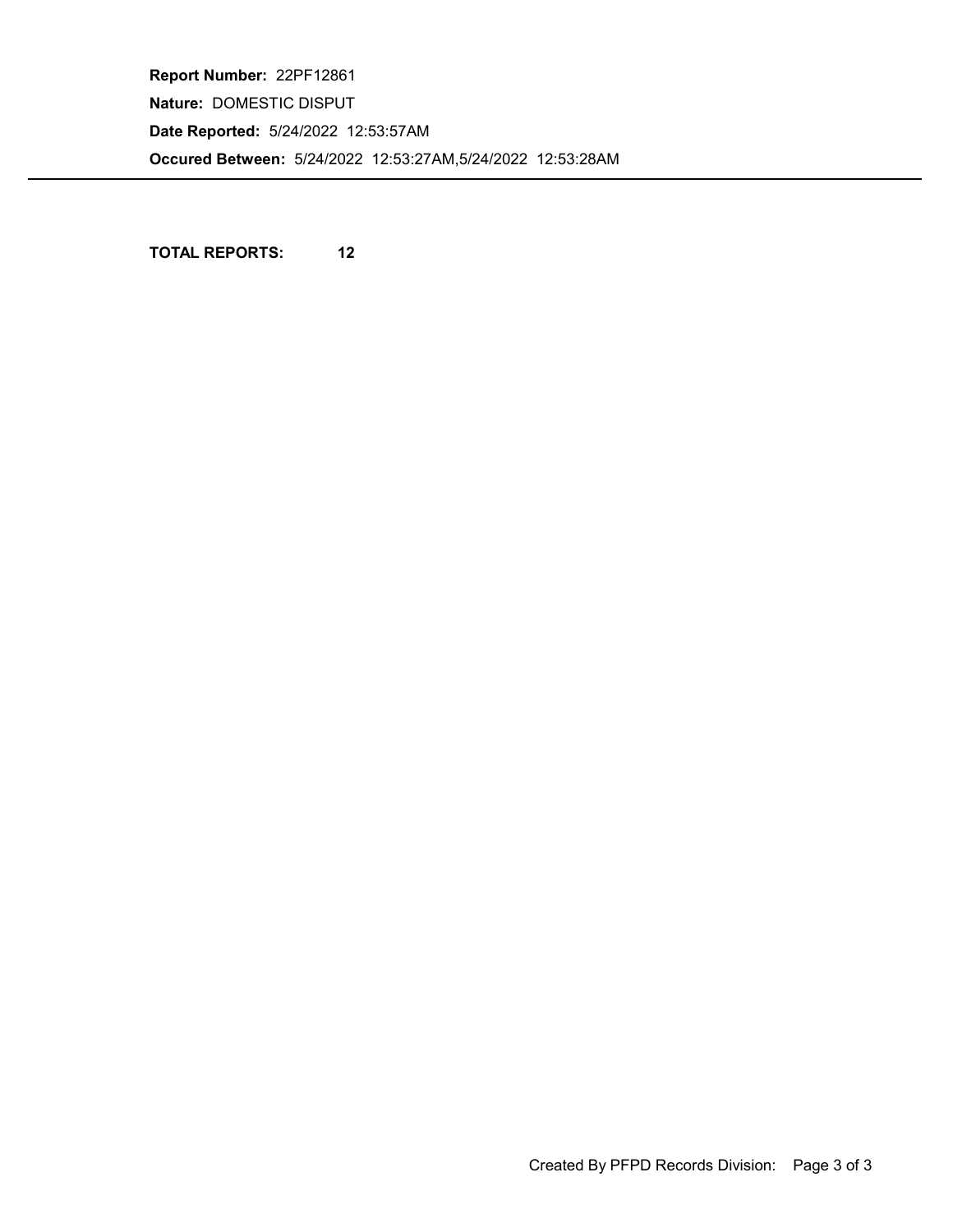**Report Number:** 22PF12861

**Nature:** DOMESTIC DISPUT

**Date Reported:** 5/24/2022 12:53:57AM

**Occured Between:** 5/24/2022 12:53:27AM,5/24/2022 12:53:28AM

---

**TOTAL REPORTS: 12**